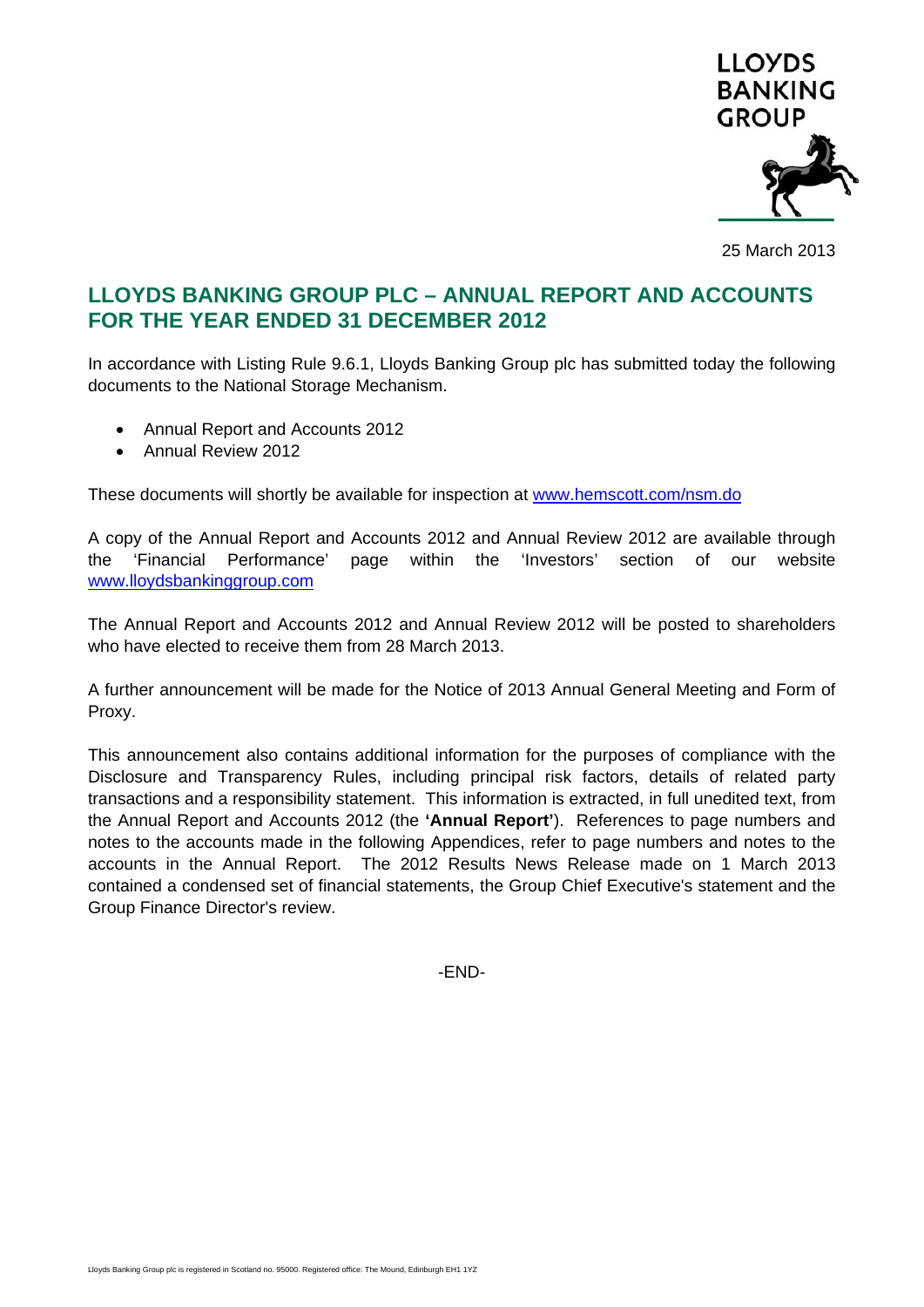LLOYDS BANKING GROUP

25 March 2013

# LLOYDS BANKING GROUP PLC – ANNUAL REPORT AND ACCOUNTS FOR THE YEAR ENDED 31 DECEMBER 2012

In accordance with Listing Rule 9.6.1, Lloyds Banking Group plc has submitted today the following documents to the National Storage Mechanism.

- Annual Report and Accounts 2012
- Annual Review 2012

These documents will shortly be available for inspection at www.hemscott.com/nsm.do

A copy of the Annual Report and Accounts 2012 and Annual Review 2012 are available through the 'Financial Performance' page within the 'Investors' section of our website www.lloydsbankinggroup.com

The Annual Report and Accounts 2012 and Annual Review 2012 will be posted to shareholders who have elected to receive them from 28 March 2013.

A further announcement will be made for the Notice of 2013 Annual General Meeting and Form of Proxy.

This announcement also contains additional information for the purposes of compliance with the Disclosure and Transparency Rules, including principal risk factors, details of related party transactions and a responsibility statement. This information is extracted, in full unedited text, from the Annual Report and Accounts 2012 (the **'Annual Report'**). References to page numbers and notes to the accounts made in the following Appendices, refer to page numbers and notes to the accounts in the Annual Report. The 2012 Results News Release made on 1 March 2013 contained a condensed set of financial statements, the Group Chief Executive's statement and the Group Finance Director's review.

-END-

Lloyds Banking Group plc is registered in Scotland no. 95000. Registered office: The Mound, Edinburgh EH1 1YZ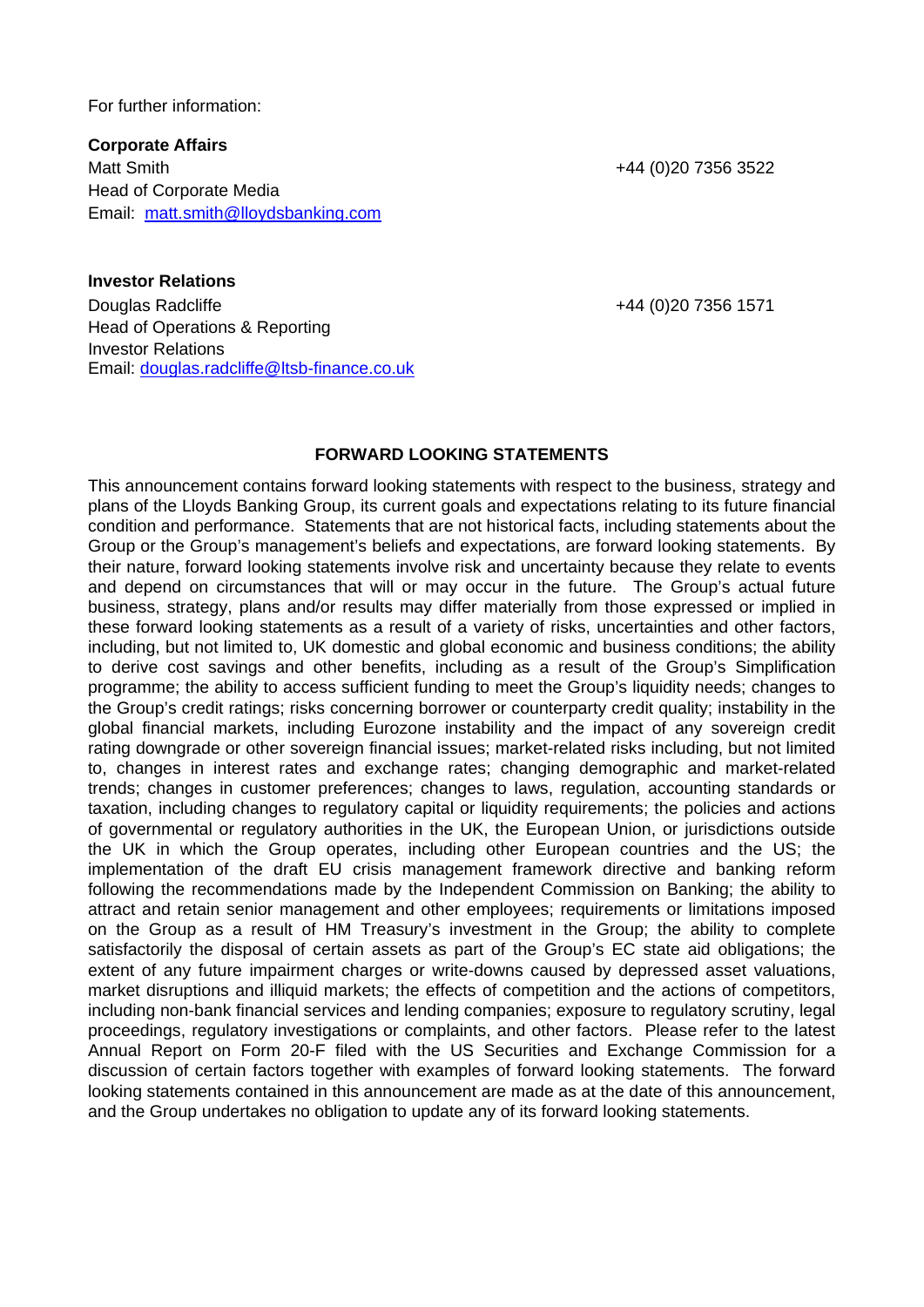For further information:

**Corporate Affairs**
Matt Smith +44 (0)20 7356 3522
Head of Corporate Media
Email: matt.smith@lloydsbanking.com

**Investor Relations**
Douglas Radcliffe +44 (0)20 7356 1571
Head of Operations & Reporting
Investor Relations
Email: douglas.radcliffe@ltsb-finance.co.uk

## FORWARD LOOKING STATEMENTS

This announcement contains forward looking statements with respect to the business, strategy and plans of the Lloyds Banking Group, its current goals and expectations relating to its future financial condition and performance. Statements that are not historical facts, including statements about the Group or the Group's management's beliefs and expectations, are forward looking statements. By their nature, forward looking statements involve risk and uncertainty because they relate to events and depend on circumstances that will or may occur in the future. The Group's actual future business, strategy, plans and/or results may differ materially from those expressed or implied in these forward looking statements as a result of a variety of risks, uncertainties and other factors, including, but not limited to, UK domestic and global economic and business conditions; the ability to derive cost savings and other benefits, including as a result of the Group's Simplification programme; the ability to access sufficient funding to meet the Group's liquidity needs; changes to the Group's credit ratings; risks concerning borrower or counterparty credit quality; instability in the global financial markets, including Eurozone instability and the impact of any sovereign credit rating downgrade or other sovereign financial issues; market-related risks including, but not limited to, changes in interest rates and exchange rates; changing demographic and market-related trends; changes in customer preferences; changes to laws, regulation, accounting standards or taxation, including changes to regulatory capital or liquidity requirements; the policies and actions of governmental or regulatory authorities in the UK, the European Union, or jurisdictions outside the UK in which the Group operates, including other European countries and the US; the implementation of the draft EU crisis management framework directive and banking reform following the recommendations made by the Independent Commission on Banking; the ability to attract and retain senior management and other employees; requirements or limitations imposed on the Group as a result of HM Treasury's investment in the Group; the ability to complete satisfactorily the disposal of certain assets as part of the Group's EC state aid obligations; the extent of any future impairment charges or write-downs caused by depressed asset valuations, market disruptions and illiquid markets; the effects of competition and the actions of competitors, including non-bank financial services and lending companies; exposure to regulatory scrutiny, legal proceedings, regulatory investigations or complaints, and other factors. Please refer to the latest Annual Report on Form 20-F filed with the US Securities and Exchange Commission for a discussion of certain factors together with examples of forward looking statements. The forward looking statements contained in this announcement are made as at the date of this announcement, and the Group undertakes no obligation to update any of its forward looking statements.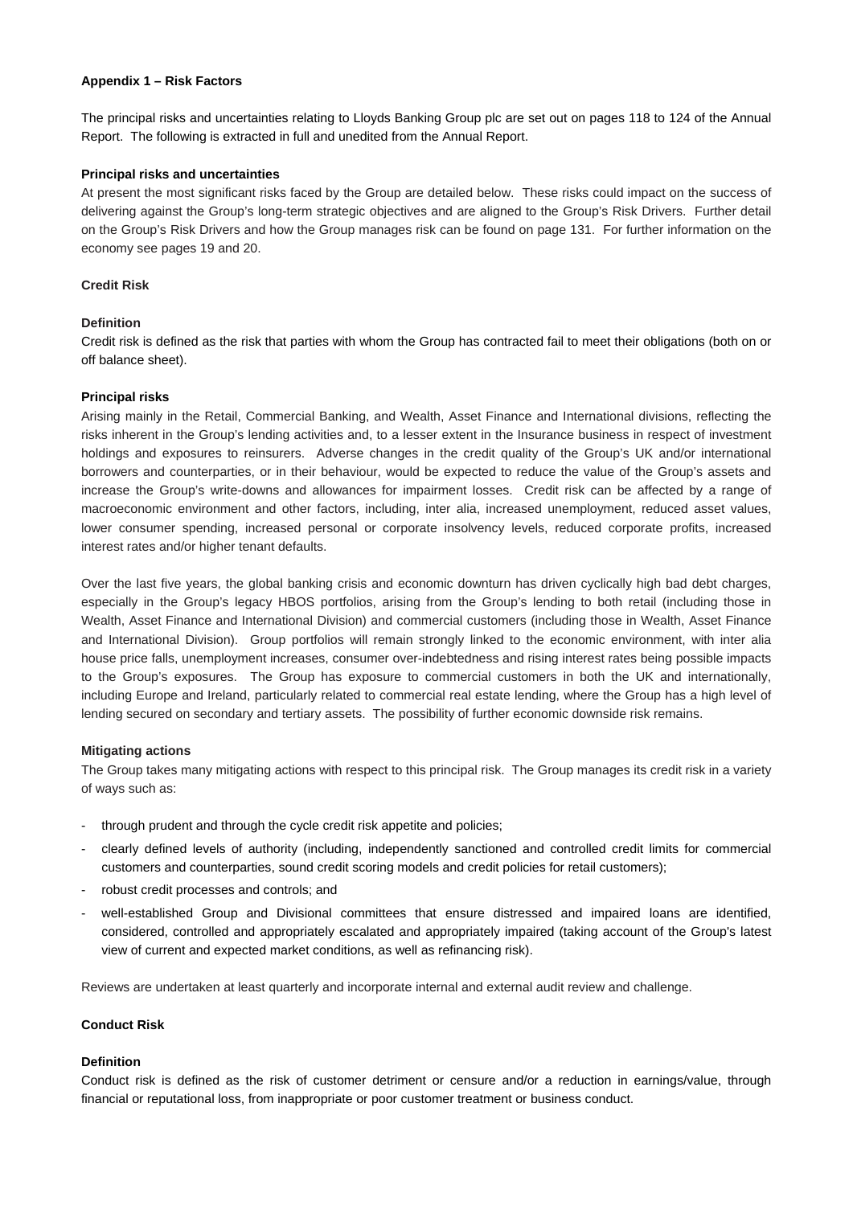**Appendix 1 – Risk Factors**

The principal risks and uncertainties relating to Lloyds Banking Group plc are set out on pages 118 to 124 of the Annual Report. The following is extracted in full and unedited from the Annual Report.

**Principal risks and uncertainties**

At present the most significant risks faced by the Group are detailed below. These risks could impact on the success of delivering against the Group's long-term strategic objectives and are aligned to the Group's Risk Drivers. Further detail on the Group's Risk Drivers and how the Group manages risk can be found on page 131. For further information on the economy see pages 19 and 20.

**Credit Risk**

**Definition**

Credit risk is defined as the risk that parties with whom the Group has contracted fail to meet their obligations (both on or off balance sheet).

**Principal risks**

Arising mainly in the Retail, Commercial Banking, and Wealth, Asset Finance and International divisions, reflecting the risks inherent in the Group's lending activities and, to a lesser extent in the Insurance business in respect of investment holdings and exposures to reinsurers. Adverse changes in the credit quality of the Group's UK and/or international borrowers and counterparties, or in their behaviour, would be expected to reduce the value of the Group's assets and increase the Group's write-downs and allowances for impairment losses. Credit risk can be affected by a range of macroeconomic environment and other factors, including, inter alia, increased unemployment, reduced asset values, lower consumer spending, increased personal or corporate insolvency levels, reduced corporate profits, increased interest rates and/or higher tenant defaults.

Over the last five years, the global banking crisis and economic downturn has driven cyclically high bad debt charges, especially in the Group's legacy HBOS portfolios, arising from the Group's lending to both retail (including those in Wealth, Asset Finance and International Division) and commercial customers (including those in Wealth, Asset Finance and International Division). Group portfolios will remain strongly linked to the economic environment, with inter alia house price falls, unemployment increases, consumer over-indebtedness and rising interest rates being possible impacts to the Group's exposures. The Group has exposure to commercial customers in both the UK and internationally, including Europe and Ireland, particularly related to commercial real estate lending, where the Group has a high level of lending secured on secondary and tertiary assets. The possibility of further economic downside risk remains.

**Mitigating actions**

The Group takes many mitigating actions with respect to this principal risk. The Group manages its credit risk in a variety of ways such as:

- through prudent and through the cycle credit risk appetite and policies;
- clearly defined levels of authority (including, independently sanctioned and controlled credit limits for commercial customers and counterparties, sound credit scoring models and credit policies for retail customers);
- robust credit processes and controls; and
- well-established Group and Divisional committees that ensure distressed and impaired loans are identified, considered, controlled and appropriately escalated and appropriately impaired (taking account of the Group's latest view of current and expected market conditions, as well as refinancing risk).

Reviews are undertaken at least quarterly and incorporate internal and external audit review and challenge.

**Conduct Risk**

**Definition**

Conduct risk is defined as the risk of customer detriment or censure and/or a reduction in earnings/value, through financial or reputational loss, from inappropriate or poor customer treatment or business conduct.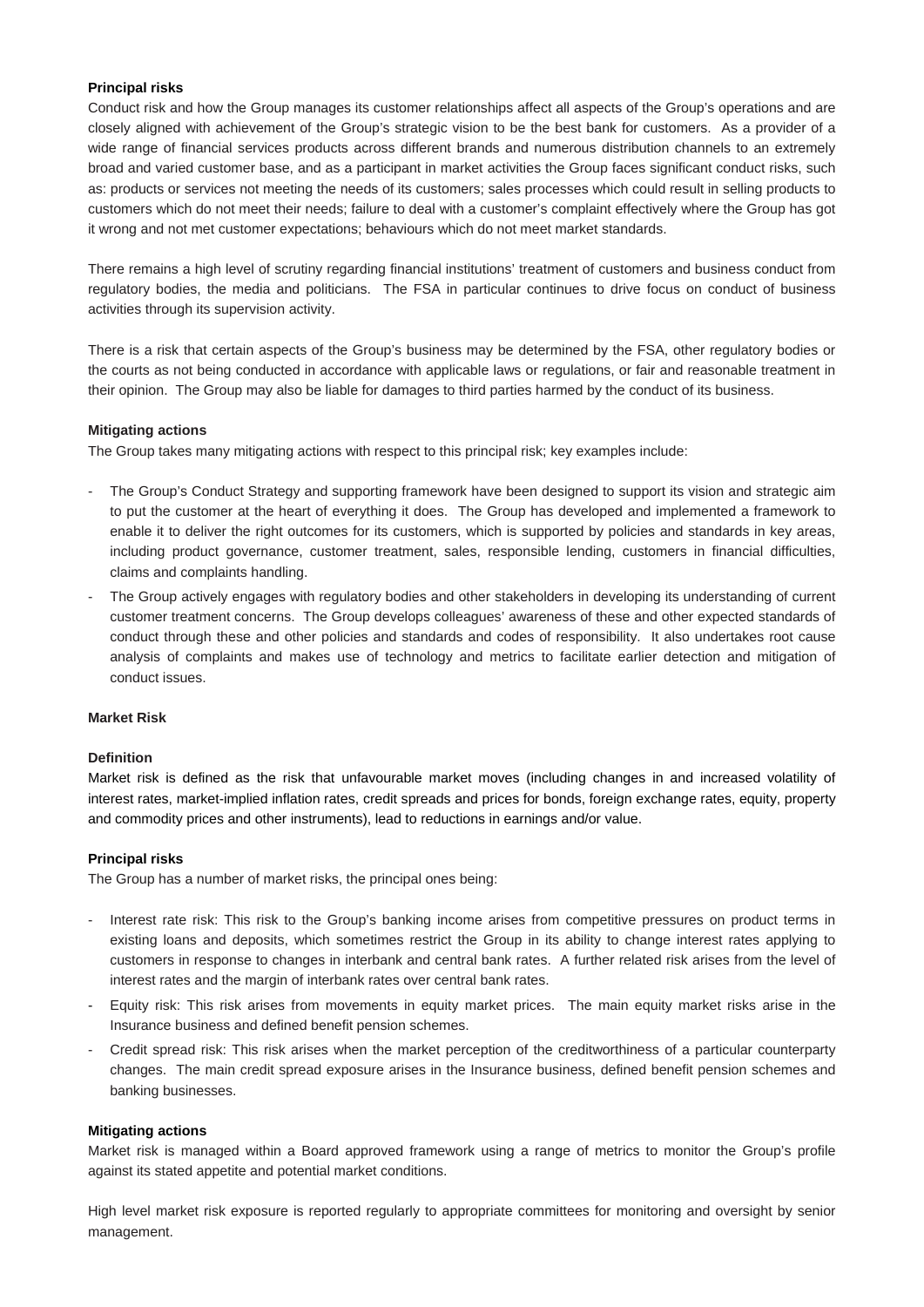**Principal risks**

Conduct risk and how the Group manages its customer relationships affect all aspects of the Group's operations and are closely aligned with achievement of the Group's strategic vision to be the best bank for customers. As a provider of a wide range of financial services products across different brands and numerous distribution channels to an extremely broad and varied customer base, and as a participant in market activities the Group faces significant conduct risks, such as: products or services not meeting the needs of its customers; sales processes which could result in selling products to customers which do not meet their needs; failure to deal with a customer's complaint effectively where the Group has got it wrong and not met customer expectations; behaviours which do not meet market standards.

There remains a high level of scrutiny regarding financial institutions' treatment of customers and business conduct from regulatory bodies, the media and politicians. The FSA in particular continues to drive focus on conduct of business activities through its supervision activity.

There is a risk that certain aspects of the Group's business may be determined by the FSA, other regulatory bodies or the courts as not being conducted in accordance with applicable laws or regulations, or fair and reasonable treatment in their opinion. The Group may also be liable for damages to third parties harmed by the conduct of its business.

**Mitigating actions**

The Group takes many mitigating actions with respect to this principal risk; key examples include:

- The Group's Conduct Strategy and supporting framework have been designed to support its vision and strategic aim to put the customer at the heart of everything it does. The Group has developed and implemented a framework to enable it to deliver the right outcomes for its customers, which is supported by policies and standards in key areas, including product governance, customer treatment, sales, responsible lending, customers in financial difficulties, claims and complaints handling.
- The Group actively engages with regulatory bodies and other stakeholders in developing its understanding of current customer treatment concerns. The Group develops colleagues' awareness of these and other expected standards of conduct through these and other policies and standards and codes of responsibility. It also undertakes root cause analysis of complaints and makes use of technology and metrics to facilitate earlier detection and mitigation of conduct issues.

**Market Risk**

**Definition**

Market risk is defined as the risk that unfavourable market moves (including changes in and increased volatility of interest rates, market-implied inflation rates, credit spreads and prices for bonds, foreign exchange rates, equity, property and commodity prices and other instruments), lead to reductions in earnings and/or value.

**Principal risks**

The Group has a number of market risks, the principal ones being:

- Interest rate risk: This risk to the Group's banking income arises from competitive pressures on product terms in existing loans and deposits, which sometimes restrict the Group in its ability to change interest rates applying to customers in response to changes in interbank and central bank rates. A further related risk arises from the level of interest rates and the margin of interbank rates over central bank rates.
- Equity risk: This risk arises from movements in equity market prices. The main equity market risks arise in the Insurance business and defined benefit pension schemes.
- Credit spread risk: This risk arises when the market perception of the creditworthiness of a particular counterparty changes. The main credit spread exposure arises in the Insurance business, defined benefit pension schemes and banking businesses.

**Mitigating actions**

Market risk is managed within a Board approved framework using a range of metrics to monitor the Group's profile against its stated appetite and potential market conditions.

High level market risk exposure is reported regularly to appropriate committees for monitoring and oversight by senior management.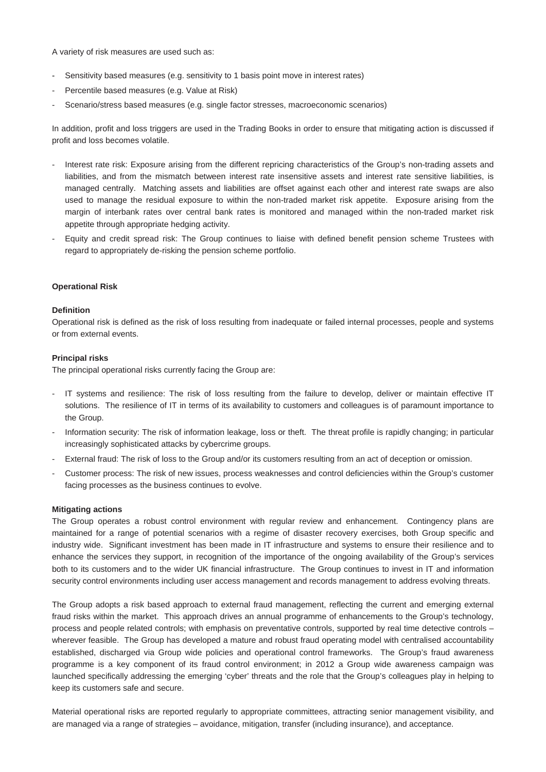A variety of risk measures are used such as:

- Sensitivity based measures (e.g. sensitivity to 1 basis point move in interest rates)
- Percentile based measures (e.g. Value at Risk)
- Scenario/stress based measures (e.g. single factor stresses, macroeconomic scenarios)

In addition, profit and loss triggers are used in the Trading Books in order to ensure that mitigating action is discussed if profit and loss becomes volatile.

- Interest rate risk: Exposure arising from the different repricing characteristics of the Group's non-trading assets and liabilities, and from the mismatch between interest rate insensitive assets and interest rate sensitive liabilities, is managed centrally. Matching assets and liabilities are offset against each other and interest rate swaps are also used to manage the residual exposure to within the non-traded market risk appetite. Exposure arising from the margin of interbank rates over central bank rates is monitored and managed within the non-traded market risk appetite through appropriate hedging activity.
- Equity and credit spread risk: The Group continues to liaise with defined benefit pension scheme Trustees with regard to appropriately de-risking the pension scheme portfolio.

**Operational Risk**

**Definition**
Operational risk is defined as the risk of loss resulting from inadequate or failed internal processes, people and systems or from external events.

**Principal risks**
The principal operational risks currently facing the Group are:

- IT systems and resilience: The risk of loss resulting from the failure to develop, deliver or maintain effective IT solutions. The resilience of IT in terms of its availability to customers and colleagues is of paramount importance to the Group.
- Information security: The risk of information leakage, loss or theft. The threat profile is rapidly changing; in particular increasingly sophisticated attacks by cybercrime groups.
- External fraud: The risk of loss to the Group and/or its customers resulting from an act of deception or omission.
- Customer process: The risk of new issues, process weaknesses and control deficiencies within the Group's customer facing processes as the business continues to evolve.

**Mitigating actions**
The Group operates a robust control environment with regular review and enhancement. Contingency plans are maintained for a range of potential scenarios with a regime of disaster recovery exercises, both Group specific and industry wide. Significant investment has been made in IT infrastructure and systems to ensure their resilience and to enhance the services they support, in recognition of the importance of the ongoing availability of the Group's services both to its customers and to the wider UK financial infrastructure. The Group continues to invest in IT and information security control environments including user access management and records management to address evolving threats.

The Group adopts a risk based approach to external fraud management, reflecting the current and emerging external fraud risks within the market. This approach drives an annual programme of enhancements to the Group's technology, process and people related controls; with emphasis on preventative controls, supported by real time detective controls – wherever feasible. The Group has developed a mature and robust fraud operating model with centralised accountability established, discharged via Group wide policies and operational control frameworks. The Group's fraud awareness programme is a key component of its fraud control environment; in 2012 a Group wide awareness campaign was launched specifically addressing the emerging 'cyber' threats and the role that the Group's colleagues play in helping to keep its customers safe and secure.

Material operational risks are reported regularly to appropriate committees, attracting senior management visibility, and are managed via a range of strategies – avoidance, mitigation, transfer (including insurance), and acceptance.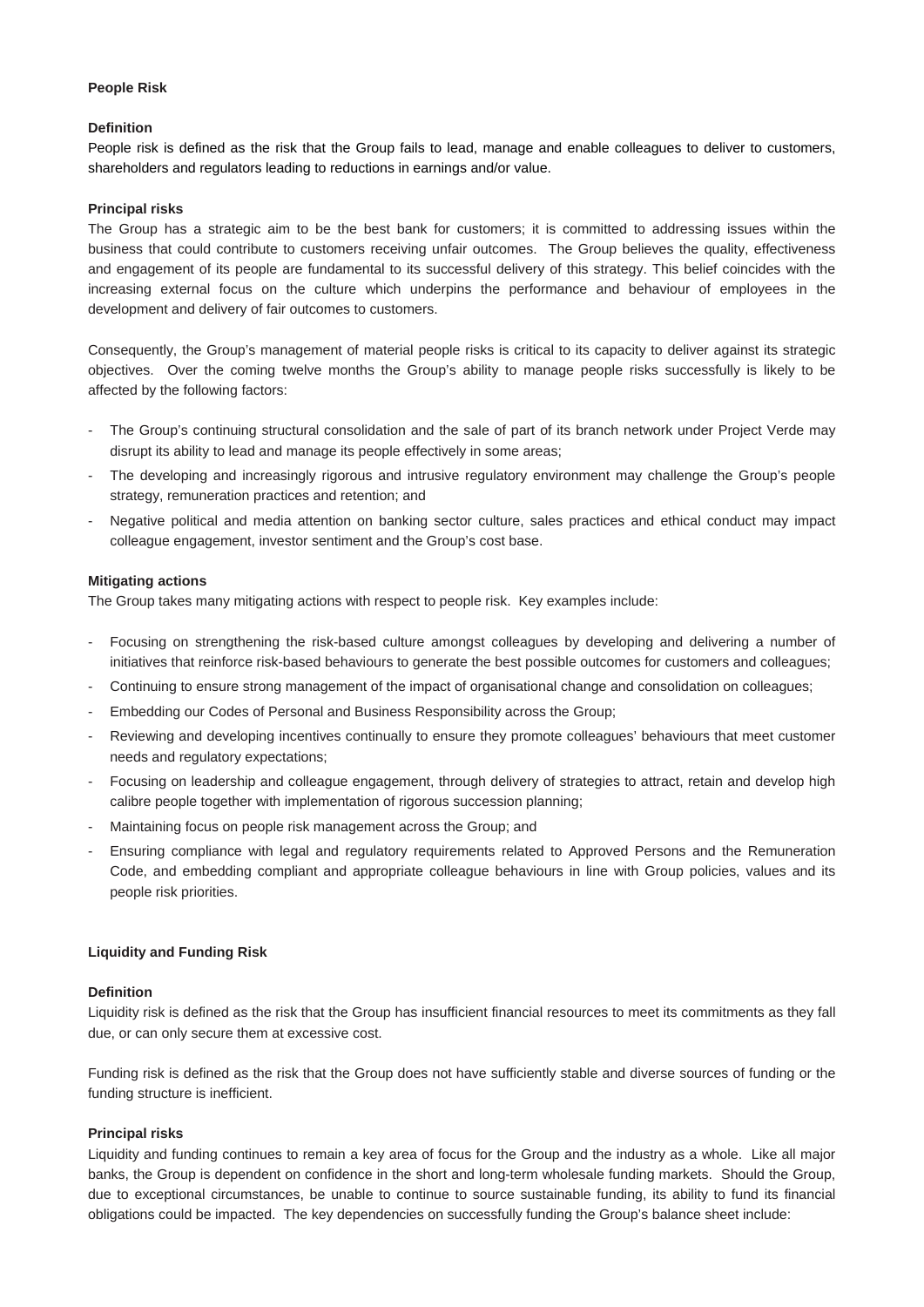**People Risk**

**Definition**

People risk is defined as the risk that the Group fails to lead, manage and enable colleagues to deliver to customers, shareholders and regulators leading to reductions in earnings and/or value.

**Principal risks**

The Group has a strategic aim to be the best bank for customers; it is committed to addressing issues within the business that could contribute to customers receiving unfair outcomes. The Group believes the quality, effectiveness and engagement of its people are fundamental to its successful delivery of this strategy. This belief coincides with the increasing external focus on the culture which underpins the performance and behaviour of employees in the development and delivery of fair outcomes to customers.

Consequently, the Group's management of material people risks is critical to its capacity to deliver against its strategic objectives. Over the coming twelve months the Group's ability to manage people risks successfully is likely to be affected by the following factors:

- The Group's continuing structural consolidation and the sale of part of its branch network under Project Verde may disrupt its ability to lead and manage its people effectively in some areas;
- The developing and increasingly rigorous and intrusive regulatory environment may challenge the Group's people strategy, remuneration practices and retention; and
- Negative political and media attention on banking sector culture, sales practices and ethical conduct may impact colleague engagement, investor sentiment and the Group's cost base.

**Mitigating actions**

The Group takes many mitigating actions with respect to people risk. Key examples include:

- Focusing on strengthening the risk-based culture amongst colleagues by developing and delivering a number of initiatives that reinforce risk-based behaviours to generate the best possible outcomes for customers and colleagues;
- Continuing to ensure strong management of the impact of organisational change and consolidation on colleagues;
- Embedding our Codes of Personal and Business Responsibility across the Group;
- Reviewing and developing incentives continually to ensure they promote colleagues' behaviours that meet customer needs and regulatory expectations;
- Focusing on leadership and colleague engagement, through delivery of strategies to attract, retain and develop high calibre people together with implementation of rigorous succession planning;
- Maintaining focus on people risk management across the Group; and
- Ensuring compliance with legal and regulatory requirements related to Approved Persons and the Remuneration Code, and embedding compliant and appropriate colleague behaviours in line with Group policies, values and its people risk priorities.

**Liquidity and Funding Risk**

**Definition**

Liquidity risk is defined as the risk that the Group has insufficient financial resources to meet its commitments as they fall due, or can only secure them at excessive cost.

Funding risk is defined as the risk that the Group does not have sufficiently stable and diverse sources of funding or the funding structure is inefficient.

**Principal risks**

Liquidity and funding continues to remain a key area of focus for the Group and the industry as a whole. Like all major banks, the Group is dependent on confidence in the short and long-term wholesale funding markets. Should the Group, due to exceptional circumstances, be unable to continue to source sustainable funding, its ability to fund its financial obligations could be impacted. The key dependencies on successfully funding the Group's balance sheet include: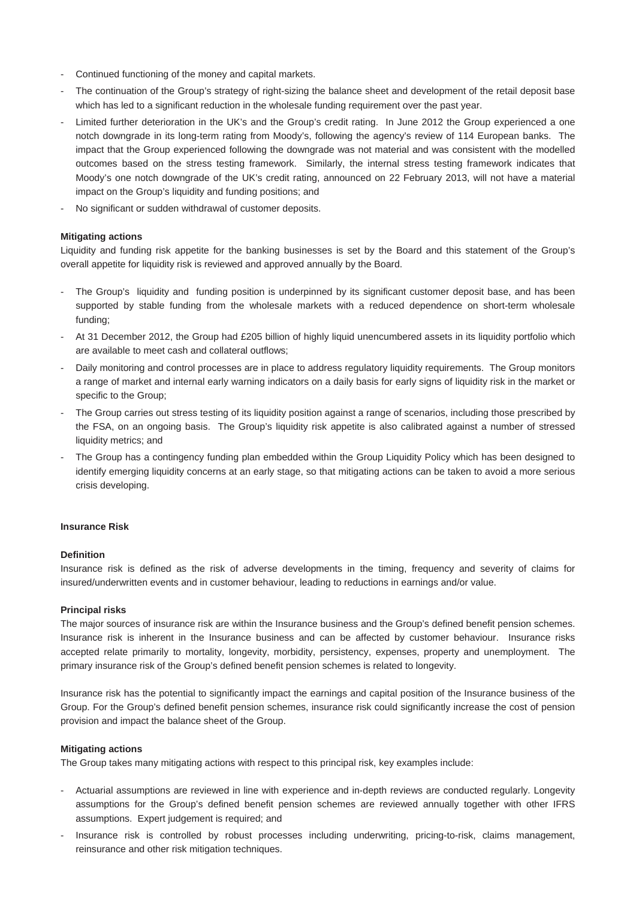- Continued functioning of the money and capital markets.
- The continuation of the Group's strategy of right-sizing the balance sheet and development of the retail deposit base which has led to a significant reduction in the wholesale funding requirement over the past year.
- Limited further deterioration in the UK's and the Group's credit rating. In June 2012 the Group experienced a one notch downgrade in its long-term rating from Moody's, following the agency's review of 114 European banks. The impact that the Group experienced following the downgrade was not material and was consistent with the modelled outcomes based on the stress testing framework. Similarly, the internal stress testing framework indicates that Moody's one notch downgrade of the UK's credit rating, announced on 22 February 2013, will not have a material impact on the Group's liquidity and funding positions; and
- No significant or sudden withdrawal of customer deposits.

**Mitigating actions**

Liquidity and funding risk appetite for the banking businesses is set by the Board and this statement of the Group's overall appetite for liquidity risk is reviewed and approved annually by the Board.

- The Group's liquidity and funding position is underpinned by its significant customer deposit base, and has been supported by stable funding from the wholesale markets with a reduced dependence on short-term wholesale funding;
- At 31 December 2012, the Group had £205 billion of highly liquid unencumbered assets in its liquidity portfolio which are available to meet cash and collateral outflows;
- Daily monitoring and control processes are in place to address regulatory liquidity requirements. The Group monitors a range of market and internal early warning indicators on a daily basis for early signs of liquidity risk in the market or specific to the Group;
- The Group carries out stress testing of its liquidity position against a range of scenarios, including those prescribed by the FSA, on an ongoing basis. The Group's liquidity risk appetite is also calibrated against a number of stressed liquidity metrics; and
- The Group has a contingency funding plan embedded within the Group Liquidity Policy which has been designed to identify emerging liquidity concerns at an early stage, so that mitigating actions can be taken to avoid a more serious crisis developing.

**Insurance Risk**

**Definition**

Insurance risk is defined as the risk of adverse developments in the timing, frequency and severity of claims for insured/underwritten events and in customer behaviour, leading to reductions in earnings and/or value.

**Principal risks**

The major sources of insurance risk are within the Insurance business and the Group's defined benefit pension schemes. Insurance risk is inherent in the Insurance business and can be affected by customer behaviour. Insurance risks accepted relate primarily to mortality, longevity, morbidity, persistency, expenses, property and unemployment. The primary insurance risk of the Group's defined benefit pension schemes is related to longevity.

Insurance risk has the potential to significantly impact the earnings and capital position of the Insurance business of the Group. For the Group's defined benefit pension schemes, insurance risk could significantly increase the cost of pension provision and impact the balance sheet of the Group.

**Mitigating actions**

The Group takes many mitigating actions with respect to this principal risk, key examples include:

- Actuarial assumptions are reviewed in line with experience and in-depth reviews are conducted regularly. Longevity assumptions for the Group's defined benefit pension schemes are reviewed annually together with other IFRS assumptions. Expert judgement is required; and
- Insurance risk is controlled by robust processes including underwriting, pricing-to-risk, claims management, reinsurance and other risk mitigation techniques.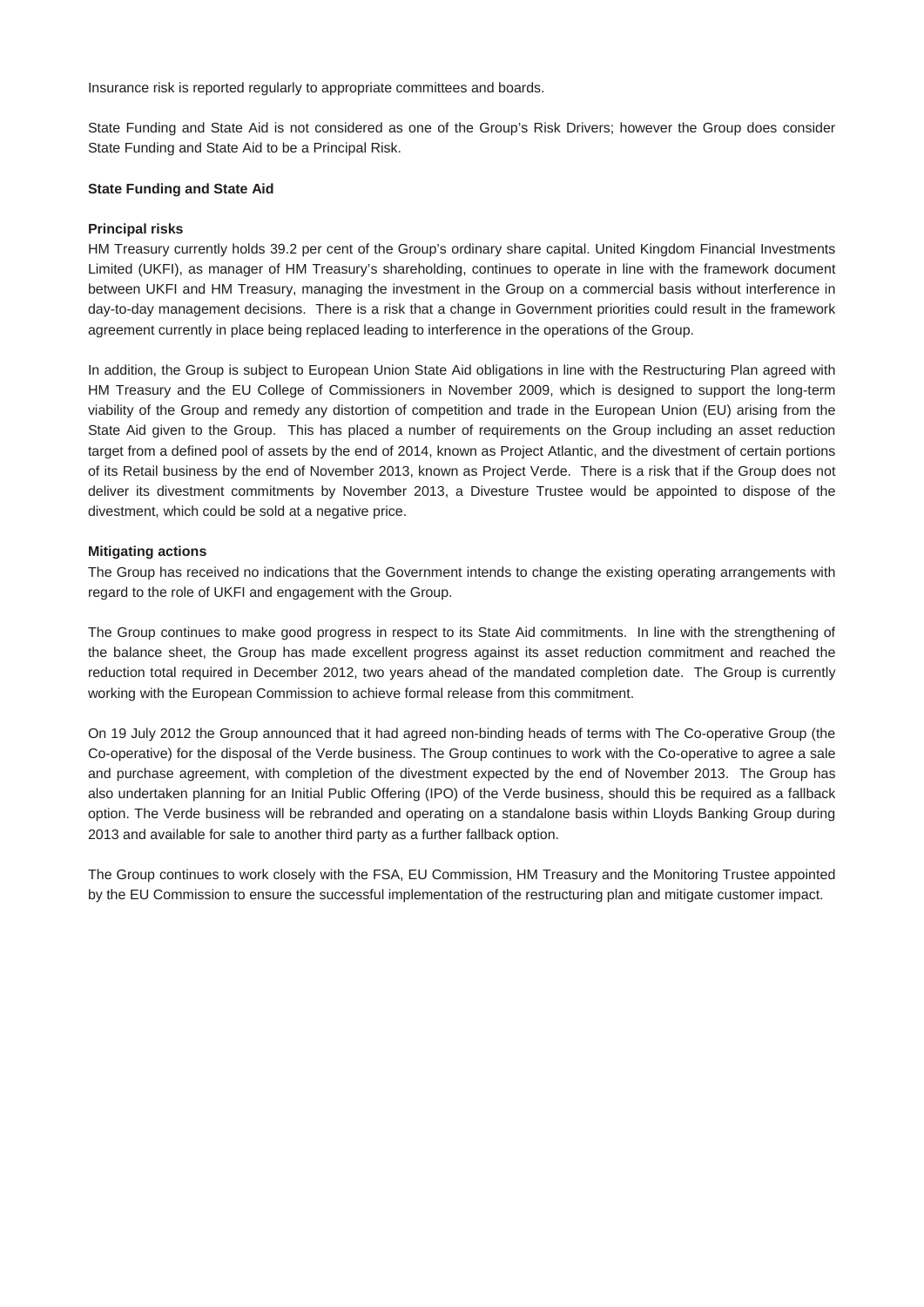Insurance risk is reported regularly to appropriate committees and boards.

State Funding and State Aid is not considered as one of the Group's Risk Drivers; however the Group does consider State Funding and State Aid to be a Principal Risk.

**State Funding and State Aid**

**Principal risks**

HM Treasury currently holds 39.2 per cent of the Group's ordinary share capital. United Kingdom Financial Investments Limited (UKFI), as manager of HM Treasury's shareholding, continues to operate in line with the framework document between UKFI and HM Treasury, managing the investment in the Group on a commercial basis without interference in day-to-day management decisions. There is a risk that a change in Government priorities could result in the framework agreement currently in place being replaced leading to interference in the operations of the Group.

In addition, the Group is subject to European Union State Aid obligations in line with the Restructuring Plan agreed with HM Treasury and the EU College of Commissioners in November 2009, which is designed to support the long-term viability of the Group and remedy any distortion of competition and trade in the European Union (EU) arising from the State Aid given to the Group. This has placed a number of requirements on the Group including an asset reduction target from a defined pool of assets by the end of 2014, known as Project Atlantic, and the divestment of certain portions of its Retail business by the end of November 2013, known as Project Verde. There is a risk that if the Group does not deliver its divestment commitments by November 2013, a Divesture Trustee would be appointed to dispose of the divestment, which could be sold at a negative price.

**Mitigating actions**

The Group has received no indications that the Government intends to change the existing operating arrangements with regard to the role of UKFI and engagement with the Group.

The Group continues to make good progress in respect to its State Aid commitments. In line with the strengthening of the balance sheet, the Group has made excellent progress against its asset reduction commitment and reached the reduction total required in December 2012, two years ahead of the mandated completion date. The Group is currently working with the European Commission to achieve formal release from this commitment.

On 19 July 2012 the Group announced that it had agreed non-binding heads of terms with The Co-operative Group (the Co-operative) for the disposal of the Verde business. The Group continues to work with the Co-operative to agree a sale and purchase agreement, with completion of the divestment expected by the end of November 2013. The Group has also undertaken planning for an Initial Public Offering (IPO) of the Verde business, should this be required as a fallback option. The Verde business will be rebranded and operating on a standalone basis within Lloyds Banking Group during 2013 and available for sale to another third party as a further fallback option.

The Group continues to work closely with the FSA, EU Commission, HM Treasury and the Monitoring Trustee appointed by the EU Commission to ensure the successful implementation of the restructuring plan and mitigate customer impact.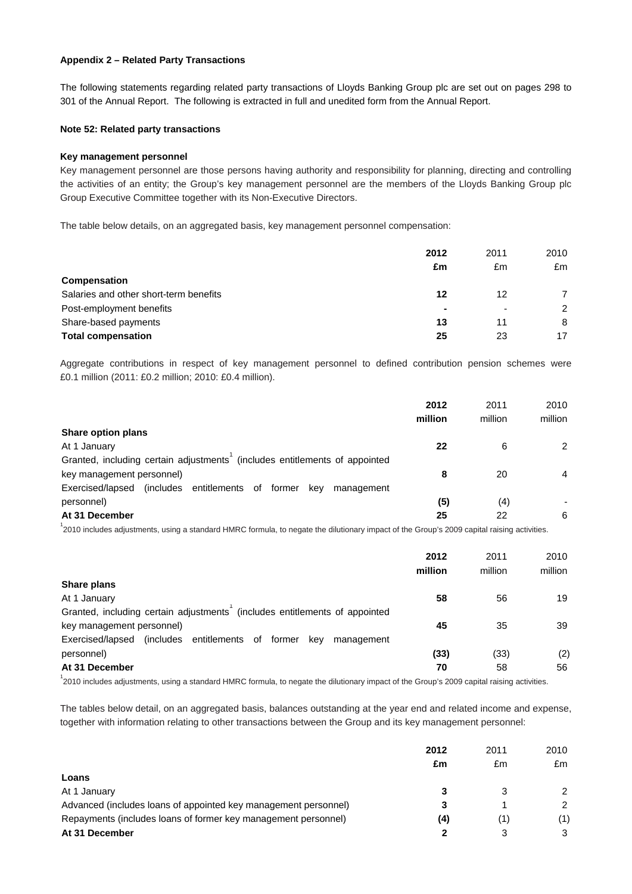**Appendix 2 – Related Party Transactions**

The following statements regarding related party transactions of Lloyds Banking Group plc are set out on pages 298 to 301 of the Annual Report. The following is extracted in full and unedited form from the Annual Report.

**Note 52: Related party transactions**

**Key management personnel**

Key management personnel are those persons having authority and responsibility for planning, directing and controlling the activities of an entity; the Group's key management personnel are the members of the Lloyds Banking Group plc Group Executive Committee together with its Non-Executive Directors.

The table below details, on an aggregated basis, key management personnel compensation:

| | **2012** | 2011 | 2010 |
|---|---|---|---|
| | **£m** | £m | £m |
| **Compensation** | | | |
| Salaries and other short-term benefits | **12** | 12 | 7 |
| Post-employment benefits | **-** | - | 2 |
| Share-based payments | **13** | 11 | 8 |
| **Total compensation** | **25** | 23 | 17 |

Aggregate contributions in respect of key management personnel to defined contribution pension schemes were £0.1 million (2011: £0.2 million; 2010: £0.4 million).

| | **2012** | 2011 | 2010 |
|---|---|---|---|
| | **million** | million | million |
| **Share option plans** | | | |
| At 1 January | **22** | 6 | 2 |
| Granted, including certain adjustments[1] (includes entitlements of appointed key management personnel) | **8** | 20 | 4 |
| Exercised/lapsed (includes entitlements of former key management personnel) | **(5)** | (4) | - |
| **At 31 December** | **25** | 22 | 6 |

[1]2010 includes adjustments, using a standard HMRC formula, to negate the dilutionary impact of the Group's 2009 capital raising activities.

| | **2012** | 2011 | 2010 |
|---|---|---|---|
| | **million** | million | million |
| **Share plans** | | | |
| At 1 January | **58** | 56 | 19 |
| Granted, including certain adjustments[1] (includes entitlements of appointed key management personnel) | **45** | 35 | 39 |
| Exercised/lapsed (includes entitlements of former key management personnel) | **(33)** | (33) | (2) |
| **At 31 December** | **70** | 58 | 56 |

[1]2010 includes adjustments, using a standard HMRC formula, to negate the dilutionary impact of the Group's 2009 capital raising activities.

The tables below detail, on an aggregated basis, balances outstanding at the year end and related income and expense, together with information relating to other transactions between the Group and its key management personnel:

| | **2012** | 2011 | 2010 |
|---|---|---|---|
| | **£m** | £m | £m |
| **Loans** | | | |
| At 1 January | **3** | 3 | 2 |
| Advanced (includes loans of appointed key management personnel) | **3** | 1 | 2 |
| Repayments (includes loans of former key management personnel) | **(4)** | (1) | (1) |
| **At 31 December** | **2** | 3 | 3 |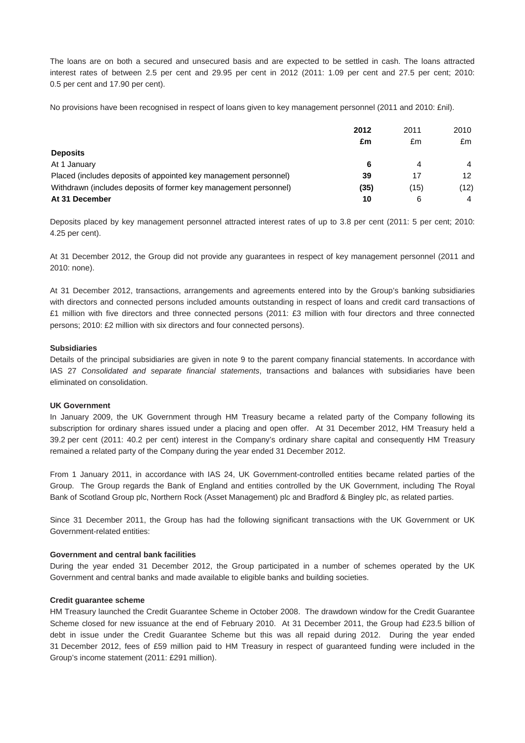The loans are on both a secured and unsecured basis and are expected to be settled in cash. The loans attracted interest rates of between 2.5 per cent and 29.95 per cent in 2012 (2011: 1.09 per cent and 27.5 per cent; 2010: 0.5 per cent and 17.90 per cent).

No provisions have been recognised in respect of loans given to key management personnel (2011 and 2010: £nil).

| | **2012** | 2011 | 2010 |
|---|---|---|---|
| | **£m** | £m | £m |
| **Deposits** | | | |
| At 1 January | **6** | 4 | 4 |
| Placed (includes deposits of appointed key management personnel) | **39** | 17 | 12 |
| Withdrawn (includes deposits of former key management personnel) | **(35)** | (15) | (12) |
| **At 31 December** | **10** | 6 | 4 |

Deposits placed by key management personnel attracted interest rates of up to 3.8 per cent (2011: 5 per cent; 2010: 4.25 per cent).

At 31 December 2012, the Group did not provide any guarantees in respect of key management personnel (2011 and 2010: none).

At 31 December 2012, transactions, arrangements and agreements entered into by the Group's banking subsidiaries with directors and connected persons included amounts outstanding in respect of loans and credit card transactions of £1 million with five directors and three connected persons (2011: £3 million with four directors and three connected persons; 2010: £2 million with six directors and four connected persons).

**Subsidiaries**

Details of the principal subsidiaries are given in note 9 to the parent company financial statements. In accordance with IAS 27 *Consolidated and separate financial statements*, transactions and balances with subsidiaries have been eliminated on consolidation.

**UK Government**

In January 2009, the UK Government through HM Treasury became a related party of the Company following its subscription for ordinary shares issued under a placing and open offer. At 31 December 2012, HM Treasury held a 39.2 per cent (2011: 40.2 per cent) interest in the Company's ordinary share capital and consequently HM Treasury remained a related party of the Company during the year ended 31 December 2012.

From 1 January 2011, in accordance with IAS 24, UK Government-controlled entities became related parties of the Group. The Group regards the Bank of England and entities controlled by the UK Government, including The Royal Bank of Scotland Group plc, Northern Rock (Asset Management) plc and Bradford & Bingley plc, as related parties.

Since 31 December 2011, the Group has had the following significant transactions with the UK Government or UK Government-related entities:

**Government and central bank facilities**

During the year ended 31 December 2012, the Group participated in a number of schemes operated by the UK Government and central banks and made available to eligible banks and building societies.

**Credit guarantee scheme**

HM Treasury launched the Credit Guarantee Scheme in October 2008. The drawdown window for the Credit Guarantee Scheme closed for new issuance at the end of February 2010. At 31 December 2011, the Group had £23.5 billion of debt in issue under the Credit Guarantee Scheme but this was all repaid during 2012. During the year ended 31 December 2012, fees of £59 million paid to HM Treasury in respect of guaranteed funding were included in the Group's income statement (2011: £291 million).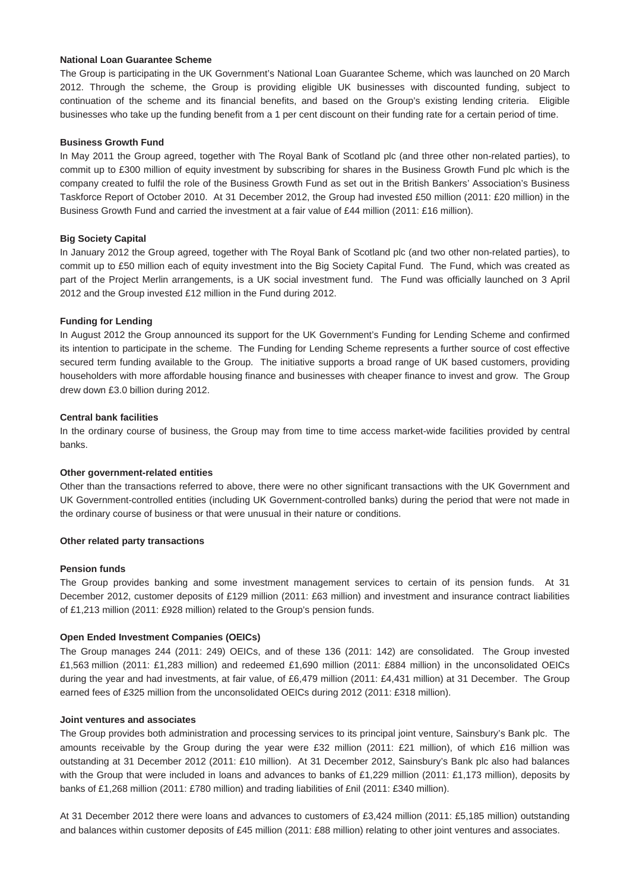**National Loan Guarantee Scheme**

The Group is participating in the UK Government's National Loan Guarantee Scheme, which was launched on 20 March 2012. Through the scheme, the Group is providing eligible UK businesses with discounted funding, subject to continuation of the scheme and its financial benefits, and based on the Group's existing lending criteria. Eligible businesses who take up the funding benefit from a 1 per cent discount on their funding rate for a certain period of time.

**Business Growth Fund**

In May 2011 the Group agreed, together with The Royal Bank of Scotland plc (and three other non-related parties), to commit up to £300 million of equity investment by subscribing for shares in the Business Growth Fund plc which is the company created to fulfil the role of the Business Growth Fund as set out in the British Bankers' Association's Business Taskforce Report of October 2010. At 31 December 2012, the Group had invested £50 million (2011: £20 million) in the Business Growth Fund and carried the investment at a fair value of £44 million (2011: £16 million).

**Big Society Capital**

In January 2012 the Group agreed, together with The Royal Bank of Scotland plc (and two other non-related parties), to commit up to £50 million each of equity investment into the Big Society Capital Fund. The Fund, which was created as part of the Project Merlin arrangements, is a UK social investment fund. The Fund was officially launched on 3 April 2012 and the Group invested £12 million in the Fund during 2012.

**Funding for Lending**

In August 2012 the Group announced its support for the UK Government's Funding for Lending Scheme and confirmed its intention to participate in the scheme. The Funding for Lending Scheme represents a further source of cost effective secured term funding available to the Group. The initiative supports a broad range of UK based customers, providing householders with more affordable housing finance and businesses with cheaper finance to invest and grow. The Group drew down £3.0 billion during 2012.

**Central bank facilities**

In the ordinary course of business, the Group may from time to time access market-wide facilities provided by central banks.

**Other government-related entities**

Other than the transactions referred to above, there were no other significant transactions with the UK Government and UK Government-controlled entities (including UK Government-controlled banks) during the period that were not made in the ordinary course of business or that were unusual in their nature or conditions.

**Other related party transactions**

**Pension funds**

The Group provides banking and some investment management services to certain of its pension funds. At 31 December 2012, customer deposits of £129 million (2011: £63 million) and investment and insurance contract liabilities of £1,213 million (2011: £928 million) related to the Group's pension funds.

**Open Ended Investment Companies (OEICs)**

The Group manages 244 (2011: 249) OEICs, and of these 136 (2011: 142) are consolidated. The Group invested £1,563 million (2011: £1,283 million) and redeemed £1,690 million (2011: £884 million) in the unconsolidated OEICs during the year and had investments, at fair value, of £6,479 million (2011: £4,431 million) at 31 December. The Group earned fees of £325 million from the unconsolidated OEICs during 2012 (2011: £318 million).

**Joint ventures and associates**

The Group provides both administration and processing services to its principal joint venture, Sainsbury's Bank plc. The amounts receivable by the Group during the year were £32 million (2011: £21 million), of which £16 million was outstanding at 31 December 2012 (2011: £10 million). At 31 December 2012, Sainsbury's Bank plc also had balances with the Group that were included in loans and advances to banks of £1,229 million (2011: £1,173 million), deposits by banks of £1,268 million (2011: £780 million) and trading liabilities of £nil (2011: £340 million).

At 31 December 2012 there were loans and advances to customers of £3,424 million (2011: £5,185 million) outstanding and balances within customer deposits of £45 million (2011: £88 million) relating to other joint ventures and associates.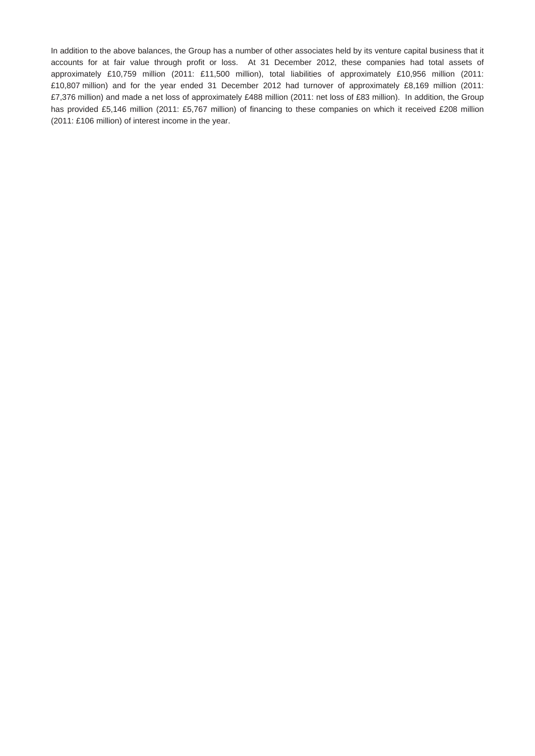In addition to the above balances, the Group has a number of other associates held by its venture capital business that it accounts for at fair value through profit or loss. At 31 December 2012, these companies had total assets of approximately £10,759 million (2011: £11,500 million), total liabilities of approximately £10,956 million (2011: £10,807 million) and for the year ended 31 December 2012 had turnover of approximately £8,169 million (2011: £7,376 million) and made a net loss of approximately £488 million (2011: net loss of £83 million). In addition, the Group has provided £5,146 million (2011: £5,767 million) of financing to these companies on which it received £208 million (2011: £106 million) of interest income in the year.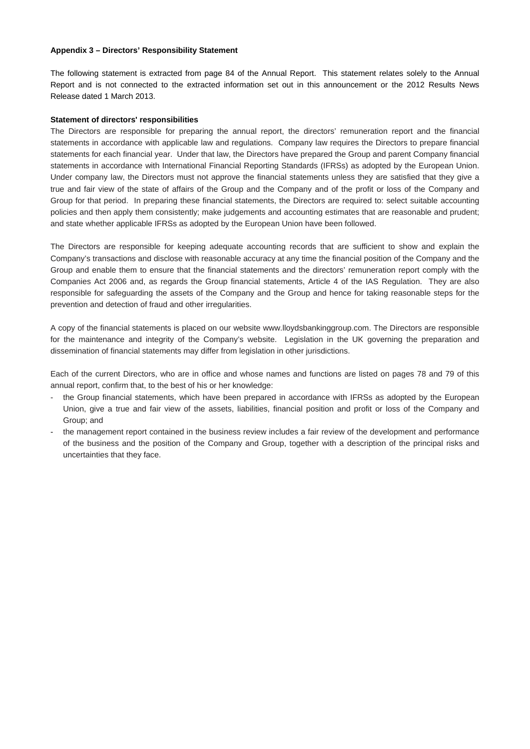**Appendix 3 – Directors' Responsibility Statement**

The following statement is extracted from page 84 of the Annual Report. This statement relates solely to the Annual Report and is not connected to the extracted information set out in this announcement or the 2012 Results News Release dated 1 March 2013.

**Statement of directors' responsibilities**

The Directors are responsible for preparing the annual report, the directors' remuneration report and the financial statements in accordance with applicable law and regulations. Company law requires the Directors to prepare financial statements for each financial year. Under that law, the Directors have prepared the Group and parent Company financial statements in accordance with International Financial Reporting Standards (IFRSs) as adopted by the European Union. Under company law, the Directors must not approve the financial statements unless they are satisfied that they give a true and fair view of the state of affairs of the Group and the Company and of the profit or loss of the Company and Group for that period. In preparing these financial statements, the Directors are required to: select suitable accounting policies and then apply them consistently; make judgements and accounting estimates that are reasonable and prudent; and state whether applicable IFRSs as adopted by the European Union have been followed.

The Directors are responsible for keeping adequate accounting records that are sufficient to show and explain the Company's transactions and disclose with reasonable accuracy at any time the financial position of the Company and the Group and enable them to ensure that the financial statements and the directors' remuneration report comply with the Companies Act 2006 and, as regards the Group financial statements, Article 4 of the IAS Regulation. They are also responsible for safeguarding the assets of the Company and the Group and hence for taking reasonable steps for the prevention and detection of fraud and other irregularities.

A copy of the financial statements is placed on our website www.lloydsbankinggroup.com. The Directors are responsible for the maintenance and integrity of the Company's website. Legislation in the UK governing the preparation and dissemination of financial statements may differ from legislation in other jurisdictions.

Each of the current Directors, who are in office and whose names and functions are listed on pages 78 and 79 of this annual report, confirm that, to the best of his or her knowledge:

- the Group financial statements, which have been prepared in accordance with IFRSs as adopted by the European Union, give a true and fair view of the assets, liabilities, financial position and profit or loss of the Company and Group; and
- the management report contained in the business review includes a fair review of the development and performance of the business and the position of the Company and Group, together with a description of the principal risks and uncertainties that they face.